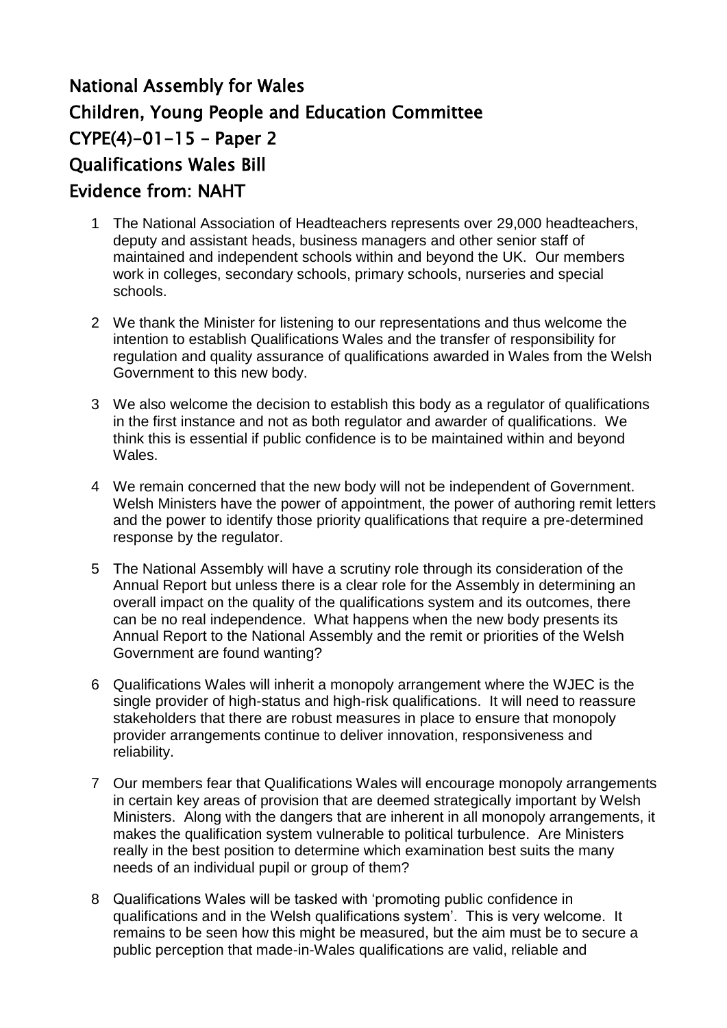# National Assembly for Wales
# Children, Young People and Education Committee
# CYPE(4)-01-15 – Paper 2
# Qualifications Wales Bill
# Evidence from: NAHT

1. The National Association of Headteachers represents over 29,000 headteachers, deputy and assistant heads, business managers and other senior staff of maintained and independent schools within and beyond the UK. Our members work in colleges, secondary schools, primary schools, nurseries and special schools.

2. We thank the Minister for listening to our representations and thus welcome the intention to establish Qualifications Wales and the transfer of responsibility for regulation and quality assurance of qualifications awarded in Wales from the Welsh Government to this new body.

3. We also welcome the decision to establish this body as a regulator of qualifications in the first instance and not as both regulator and awarder of qualifications. We think this is essential if public confidence is to be maintained within and beyond Wales.

4. We remain concerned that the new body will not be independent of Government. Welsh Ministers have the power of appointment, the power of authoring remit letters and the power to identify those priority qualifications that require a pre-determined response by the regulator.

5. The National Assembly will have a scrutiny role through its consideration of the Annual Report but unless there is a clear role for the Assembly in determining an overall impact on the quality of the qualifications system and its outcomes, there can be no real independence. What happens when the new body presents its Annual Report to the National Assembly and the remit or priorities of the Welsh Government are found wanting?

6. Qualifications Wales will inherit a monopoly arrangement where the WJEC is the single provider of high-status and high-risk qualifications. It will need to reassure stakeholders that there are robust measures in place to ensure that monopoly provider arrangements continue to deliver innovation, responsiveness and reliability.

7. Our members fear that Qualifications Wales will encourage monopoly arrangements in certain key areas of provision that are deemed strategically important by Welsh Ministers. Along with the dangers that are inherent in all monopoly arrangements, it makes the qualification system vulnerable to political turbulence. Are Ministers really in the best position to determine which examination best suits the many needs of an individual pupil or group of them?

8. Qualifications Wales will be tasked with 'promoting public confidence in qualifications and in the Welsh qualifications system'. This is very welcome. It remains to be seen how this might be measured, but the aim must be to secure a public perception that made-in-Wales qualifications are valid, reliable and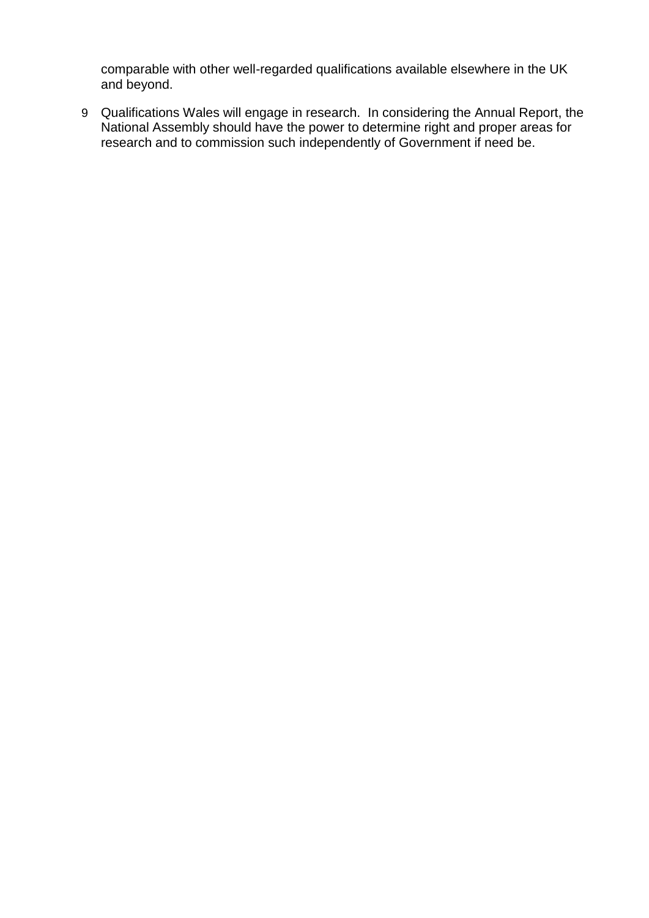comparable with other well-regarded qualifications available elsewhere in the UK and beyond.

9 Qualifications Wales will engage in research. In considering the Annual Report, the National Assembly should have the power to determine right and proper areas for research and to commission such independently of Government if need be.